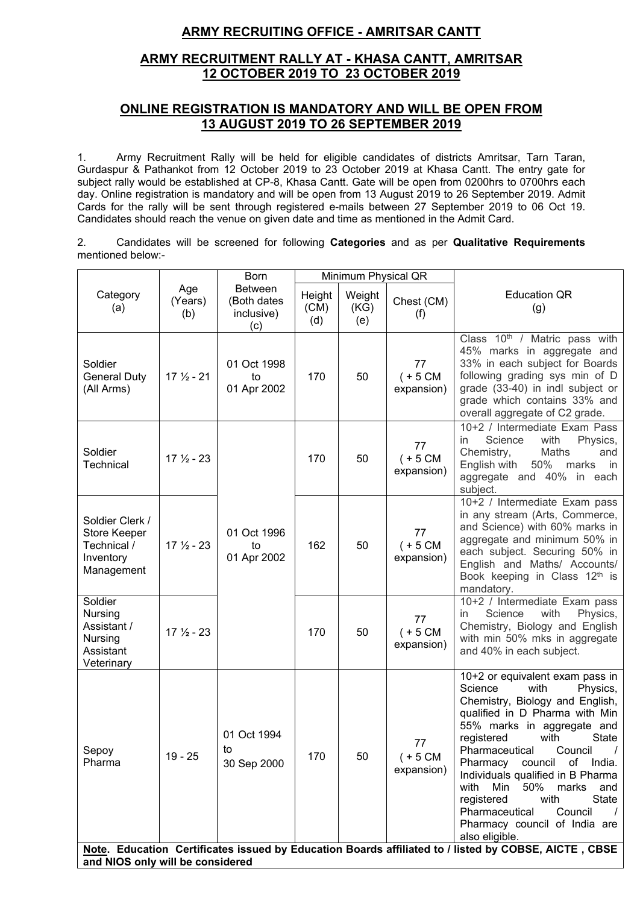## ARMY RECRUITING OFFICE - AMRITSAR CANTT

## ARMY RECRUITMENT RALLY AT - KHASA CANTT, AMRITSAR 12 OCTOBER 2019 TO 23 OCTOBER 2019

## ONLINE REGISTRATION IS MANDATORY AND WILL BE OPEN FROM 13 AUGUST 2019 TO 26 SEPTEMBER 2019

1. Army Recruitment Rally will be held for eligible candidates of districts Amritsar, Tarn Taran, Gurdaspur & Pathankot from 12 October 2019 to 23 October 2019 at Khasa Cantt. The entry gate for subject rally would be established at CP-8, Khasa Cantt. Gate will be open from 0200hrs to 0700hrs each day. Online registration is mandatory and will be open from 13 August 2019 to 26 September 2019. Admit Cards for the rally will be sent through registered e-mails between 27 September 2019 to 06 Oct 19. Candidates should reach the venue on given date and time as mentioned in the Admit Card.

2. Candidates will be screened for following **Categories** and as per **Qualitative Requirements** mentioned below:-

| Category (a) | Age (Years) (b) | Born Between (Both dates inclusive) (c) | Minimum Physical QR | | | Education QR (g) |
|---|---|---|---|---|---|---|
| | | | Height (CM) (d) | Weight (KG) (e) | Chest (CM) (f) | |
| Soldier General Duty (All Arms) | 17 ½ - 21 | 01 Oct 1998 to 01 Apr 2002 | 170 | 50 | 77 ( + 5 CM expansion) | Class 10th / Matric pass with 45% marks in aggregate and 33% in each subject for Boards following grading sys min of D grade (33-40) in indl subject or grade which contains 33% and overall aggregate of C2 grade. |
| Soldier Technical | 17 ½ - 23 | 01 Oct 1996 to 01 Apr 2002 | 170 | 50 | 77 ( + 5 CM expansion) | 10+2 / Intermediate Exam Pass in Science with Physics, Chemistry, Maths and English with 50% marks in aggregate and 40% in each subject. |
| Soldier Clerk / Store Keeper Technical / Inventory Management | 17 ½ - 23 | 01 Oct 1996 to 01 Apr 2002 | 162 | 50 | 77 ( + 5 CM expansion) | 10+2 / Intermediate Exam pass in any stream (Arts, Commerce, and Science) with 60% marks in aggregate and minimum 50% in each subject. Securing 50% in English and Maths/ Accounts/ Book keeping in Class 12th is mandatory. |
| Soldier Nursing Assistant / Nursing Assistant Veterinary | 17 ½ - 23 | 01 Oct 1996 to 01 Apr 2002 | 170 | 50 | 77 ( + 5 CM expansion) | 10+2 / Intermediate Exam pass in Science with Physics, Chemistry, Biology and English with min 50% mks in aggregate and 40% in each subject. |
| Sepoy Pharma | 19 - 25 | 01 Oct 1994 to 30 Sep 2000 | 170 | 50 | 77 ( + 5 CM expansion) | 10+2 or equivalent exam pass in Science with Physics, Chemistry, Biology and English, qualified in D Pharma with Min 55% marks in aggregate and registered with State Pharmaceutical Council / Pharmacy council of India. Individuals qualified in B Pharma with Min 50% marks and registered with State Pharmaceutical Council / Pharmacy council of India are also eligible. |

**Note. Education Certificates issued by Education Boards affiliated to / listed by COBSE, AICTE , CBSE and NIOS only will be considered**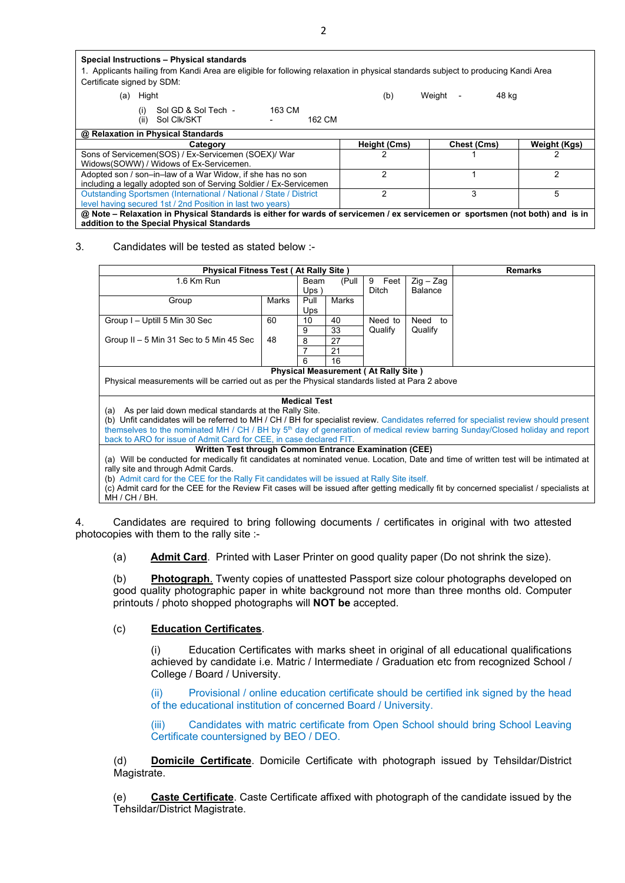**Special Instructions – Physical standards**

1. Applicants hailing from Kandi Area are eligible for following relaxation in physical standards subject to producing Kandi Area Certificate signed by SDM:

(a) Hight

(i) Sol GD & Sol Tech - 163 CM

(ii) Sol Clk/SKT - 162 CM

(b) Weight - 48 kg

**@ Relaxation in Physical Standards**

| Category | Height (Cms) | Chest (Cms) | Weight (Kgs) |
|---|---|---|---|
| Sons of Servicemen(SOS) / Ex-Servicemen (SOEX)/ War Widows(SOWW) / Widows of Ex-Servicemen. | 2 | 1 | 2 |
| Adopted son / son–in–law of a War Widow, if she has no son including a legally adopted son of Serving Soldier / Ex-Servicemen | 2 | 1 | 2 |
| Outstanding Sportsmen (International / National / State / District level having secured 1st / 2nd Position in last two years) | 2 | 3 | 5 |

**@ Note – Relaxation in Physical Standards is either for wards of servicemen / ex servicemen or sportsmen (not both) and is in addition to the Special Physical Standards**

3. Candidates will be tested as stated below :-

| Physical Fitness Test ( At Rally Site ) | | | | | | Remarks |
|---|---|---|---|---|---|---|
| 1.6 Km Run | | Beam (Pull Ups ) | | 9 Feet Ditch | Zig – Zag Balance | |
| Group | Marks | Pull Ups | Marks | | | |
| Group I – Uptill 5 Min 30 Sec | 60 | 10 | 40 | Need to Qualify | Need to Qualify | |
| | | 9 | 33 | | | |
| Group II – 5 Min 31 Sec to 5 Min 45 Sec | 48 | 8 | 27 | | | |
| | | 7 | 21 | | | |
| | | 6 | 16 | | | |

**Physical Measurement ( At Rally Site )**

Physical measurements will be carried out as per the Physical standards listed at Para 2 above

**Medical Test**

(a) As per laid down medical standards at the Rally Site.

(b) Unfit candidates will be referred to MH / CH / BH for specialist review. Candidates referred for specialist review should present themselves to the nominated MH / CH / BH by 5th day of generation of medical review barring Sunday/Closed holiday and report back to ARO for issue of Admit Card for CEE, in case declared FIT.

**Written Test through Common Entrance Examination (CEE)**

(a) Will be conducted for medically fit candidates at nominated venue. Location, Date and time of written test will be intimated at rally site and through Admit Cards.

(b) Admit card for the CEE for the Rally Fit candidates will be issued at Rally Site itself.

(c) Admit card for the CEE for the Review Fit cases will be issued after getting medically fit by concerned specialist / specialists at MH / CH / BH.

4. Candidates are required to bring following documents / certificates in original with two attested photocopies with them to the rally site :-

(a) **Admit Card**. Printed with Laser Printer on good quality paper (Do not shrink the size).

(b) **Photograph**. Twenty copies of unattested Passport size colour photographs developed on good quality photographic paper in white background not more than three months old. Computer printouts / photo shopped photographs will **NOT be** accepted.

(c) **Education Certificates**.

(i) Education Certificates with marks sheet in original of all educational qualifications achieved by candidate i.e. Matric / Intermediate / Graduation etc from recognized School / College / Board / University.

(ii) Provisional / online education certificate should be certified ink signed by the head of the educational institution of concerned Board / University.

(iii) Candidates with matric certificate from Open School should bring School Leaving Certificate countersigned by BEO / DEO.

(d) **Domicile Certificate**. Domicile Certificate with photograph issued by Tehsildar/District Magistrate.

(e) **Caste Certificate**. Caste Certificate affixed with photograph of the candidate issued by the Tehsildar/District Magistrate.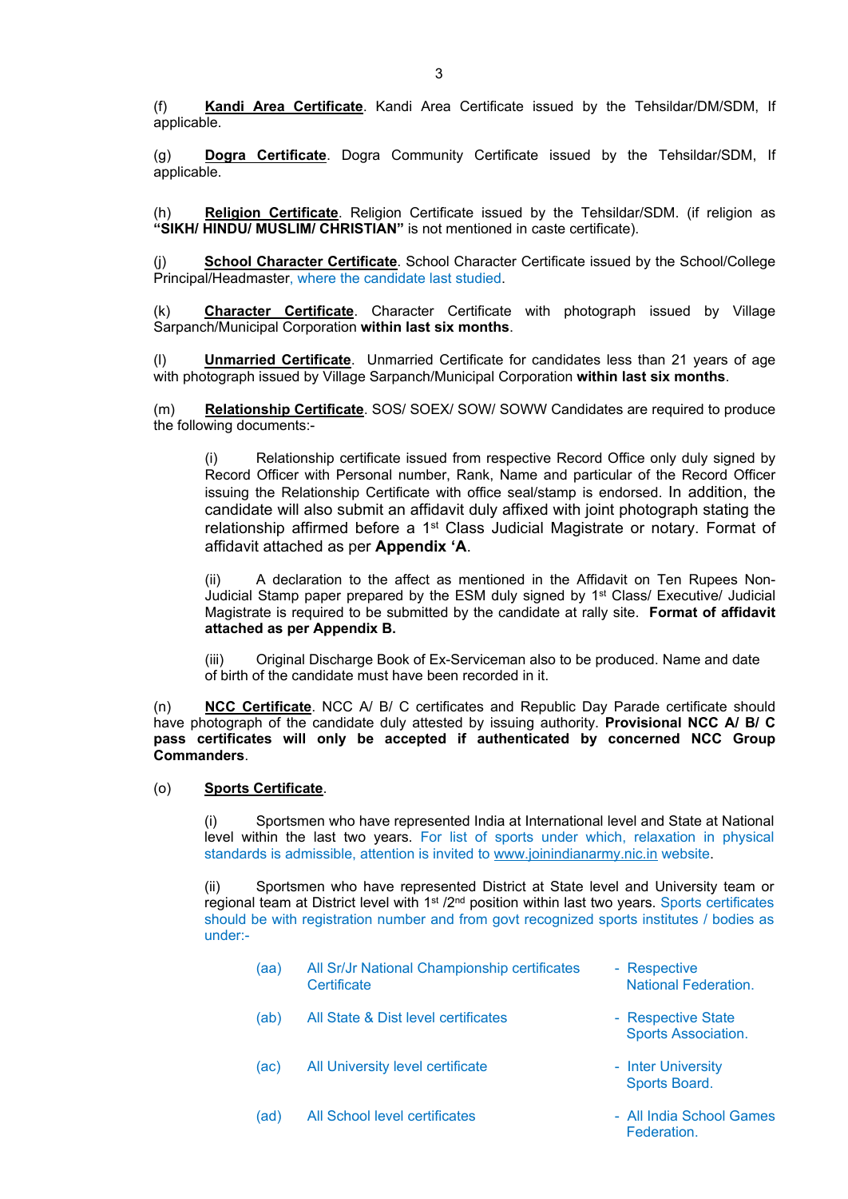(f) **Kandi Area Certificate**. Kandi Area Certificate issued by the Tehsildar/DM/SDM, If applicable.

(g) **Dogra Certificate**. Dogra Community Certificate issued by the Tehsildar/SDM, If applicable.

(h) **Religion Certificate**. Religion Certificate issued by the Tehsildar/SDM. (if religion as **"SIKH/ HINDU/ MUSLIM/ CHRISTIAN"** is not mentioned in caste certificate).

(j) **School Character Certificate**. School Character Certificate issued by the School/College Principal/Headmaster, where the candidate last studied.

(k) **Character Certificate**. Character Certificate with photograph issued by Village Sarpanch/Municipal Corporation **within last six months**.

(l) **Unmarried Certificate**. Unmarried Certificate for candidates less than 21 years of age with photograph issued by Village Sarpanch/Municipal Corporation **within last six months**.

(m) **Relationship Certificate**. SOS/ SOEX/ SOW/ SOWW Candidates are required to produce the following documents:-

(i) Relationship certificate issued from respective Record Office only duly signed by Record Officer with Personal number, Rank, Name and particular of the Record Officer issuing the Relationship Certificate with office seal/stamp is endorsed. In addition, the candidate will also submit an affidavit duly affixed with joint photograph stating the relationship affirmed before a 1st Class Judicial Magistrate or notary. Format of affidavit attached as per **Appendix 'A**.

(ii) A declaration to the affect as mentioned in the Affidavit on Ten Rupees Non-Judicial Stamp paper prepared by the ESM duly signed by 1st Class/ Executive/ Judicial Magistrate is required to be submitted by the candidate at rally site. **Format of affidavit attached as per Appendix B.**

(iii) Original Discharge Book of Ex-Serviceman also to be produced. Name and date of birth of the candidate must have been recorded in it.

(n) **NCC Certificate**. NCC A/ B/ C certificates and Republic Day Parade certificate should have photograph of the candidate duly attested by issuing authority. **Provisional NCC A/ B/ C pass certificates will only be accepted if authenticated by concerned NCC Group Commanders**.

(o) **Sports Certificate**.

(i) Sportsmen who have represented India at International level and State at National level within the last two years. For list of sports under which, relaxation in physical standards is admissible, attention is invited to www.joinindianarmy.nic.in website.

(ii) Sportsmen who have represented District at State level and University team or regional team at District level with 1st /2nd position within last two years. Sports certificates should be with registration number and from govt recognized sports institutes / bodies as under:-

(aa) All Sr/Jr National Championship certificates Certificate - Respective National Federation.

(ab) All State & Dist level certificates - Respective State Sports Association.

(ac) All University level certificate - Inter University Sports Board.

(ad) All School level certificates - All India School Games Federation.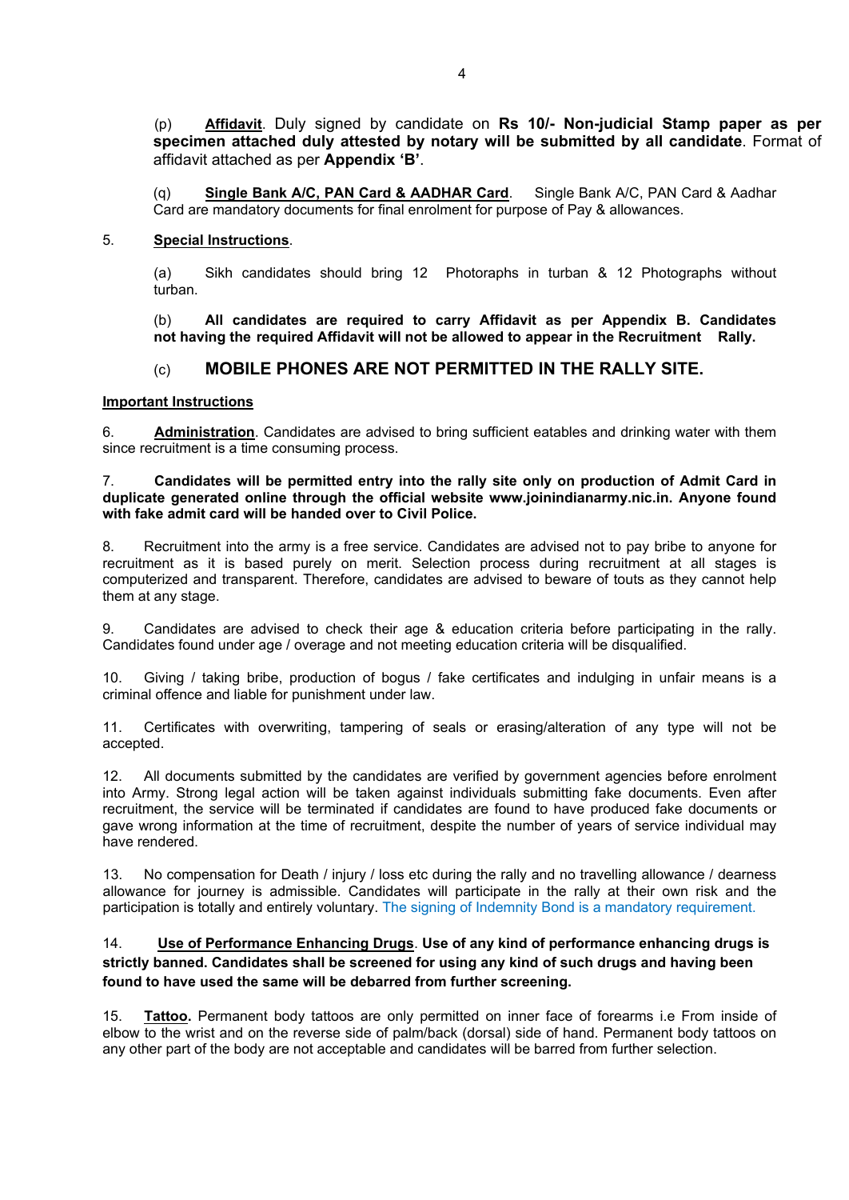(p) **Affidavit**. Duly signed by candidate on **Rs 10/- Non-judicial Stamp paper as per specimen attached duly attested by notary will be submitted by all candidate**. Format of affidavit attached as per **Appendix 'B'**.

(q) **Single Bank A/C, PAN Card & AADHAR Card**. Single Bank A/C, PAN Card & Aadhar Card are mandatory documents for final enrolment for purpose of Pay & allowances.

5. **Special Instructions**.

(a) Sikh candidates should bring 12 Photographs in turban & 12 Photographs without turban.

(b) **All candidates are required to carry Affidavit as per Appendix B. Candidates not having the required Affidavit will not be allowed to appear in the Recruitment Rally.**

(c) **MOBILE PHONES ARE NOT PERMITTED IN THE RALLY SITE.**

**Important Instructions**

6. **Administration**. Candidates are advised to bring sufficient eatables and drinking water with them since recruitment is a time consuming process.

7. **Candidates will be permitted entry into the rally site only on production of Admit Card in duplicate generated online through the official website www.joinindianarmy.nic.in. Anyone found with fake admit card will be handed over to Civil Police.**

8. Recruitment into the army is a free service. Candidates are advised not to pay bribe to anyone for recruitment as it is based purely on merit. Selection process during recruitment at all stages is computerized and transparent. Therefore, candidates are advised to beware of touts as they cannot help them at any stage.

9. Candidates are advised to check their age & education criteria before participating in the rally. Candidates found under age / overage and not meeting education criteria will be disqualified.

10. Giving / taking bribe, production of bogus / fake certificates and indulging in unfair means is a criminal offence and liable for punishment under law.

11. Certificates with overwriting, tampering of seals or erasing/alteration of any type will not be accepted.

12. All documents submitted by the candidates are verified by government agencies before enrolment into Army. Strong legal action will be taken against individuals submitting fake documents. Even after recruitment, the service will be terminated if candidates are found to have produced fake documents or gave wrong information at the time of recruitment, despite the number of years of service individual may have rendered.

13. No compensation for Death / injury / loss etc during the rally and no travelling allowance / dearness allowance for journey is admissible. Candidates will participate in the rally at their own risk and the participation is totally and entirely voluntary. The signing of Indemnity Bond is a mandatory requirement.

14. **Use of Performance Enhancing Drugs**. **Use of any kind of performance enhancing drugs is strictly banned. Candidates shall be screened for using any kind of such drugs and having been found to have used the same will be debarred from further screening.**

15. **Tattoo.** Permanent body tattoos are only permitted on inner face of forearms i.e From inside of elbow to the wrist and on the reverse side of palm/back (dorsal) side of hand. Permanent body tattoos on any other part of the body are not acceptable and candidates will be barred from further selection.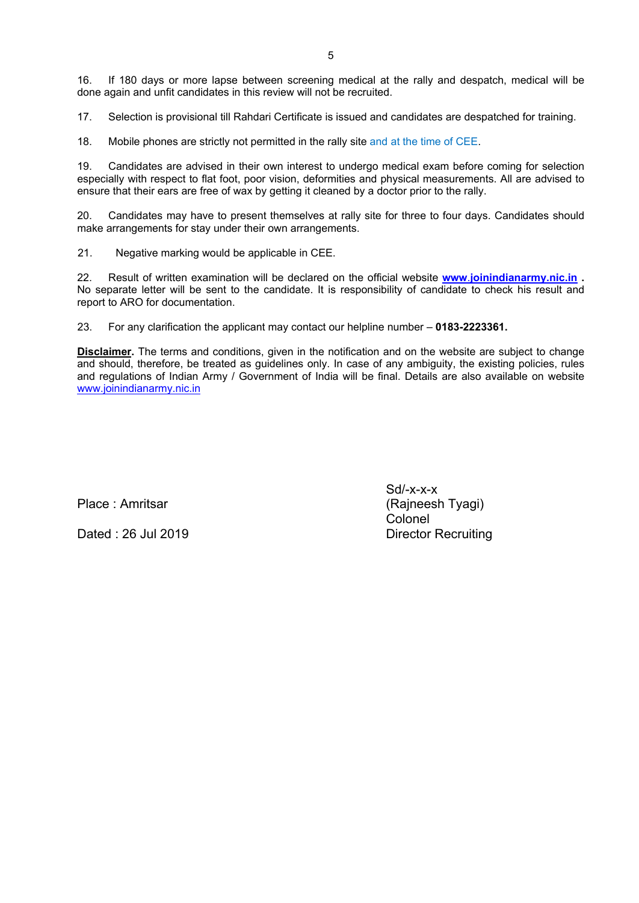16. If 180 days or more lapse between screening medical at the rally and despatch, medical will be done again and unfit candidates in this review will not be recruited.

17. Selection is provisional till Rahdari Certificate is issued and candidates are despatched for training.

18. Mobile phones are strictly not permitted in the rally site and at the time of CEE.

19. Candidates are advised in their own interest to undergo medical exam before coming for selection especially with respect to flat foot, poor vision, deformities and physical measurements. All are advised to ensure that their ears are free of wax by getting it cleaned by a doctor prior to the rally.

20. Candidates may have to present themselves at rally site for three to four days. Candidates should make arrangements for stay under their own arrangements.

21. Negative marking would be applicable in CEE.

22. Result of written examination will be declared on the official website **www.joinindianarmy.nic.in** . No separate letter will be sent to the candidate. It is responsibility of candidate to check his result and report to ARO for documentation.

23. For any clarification the applicant may contact our helpline number – **0183-2223361.**

**Disclaimer.** The terms and conditions, given in the notification and on the website are subject to change and should, therefore, be treated as guidelines only. In case of any ambiguity, the existing policies, rules and regulations of Indian Army / Government of India will be final. Details are also available on website www.joinindianarmy.nic.in

Sd/-x-x-x
(Rajneesh Tyagi)
Colonel
Director Recruiting

Place : Amritsar

Dated : 26 Jul 2019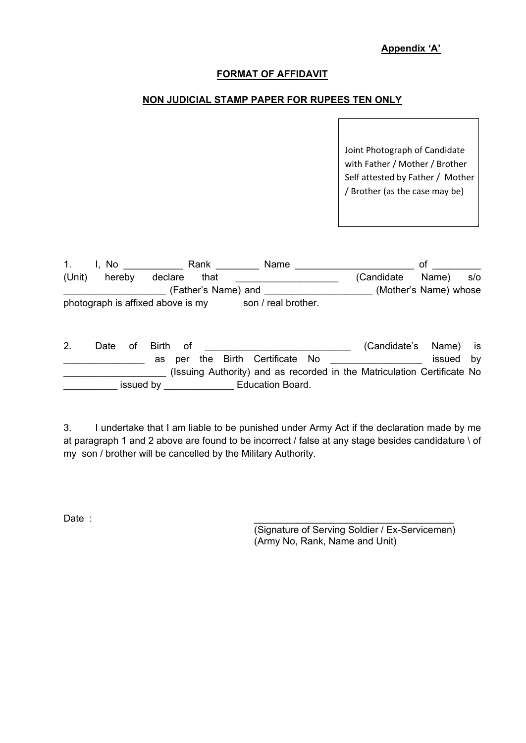**Appendix 'A'**

**FORMAT OF AFFIDAVIT**

**NON JUDICIAL STAMP PAPER FOR RUPEES TEN ONLY**

Joint Photograph of Candidate with Father / Mother / Brother Self attested by Father / Mother / Brother (as the case may be)

1. I, No ___________ Rank ________ Name ______________________ of _________ (Unit) hereby declare that ___________________ (Candidate Name) s/o ___________________ (Father's Name) and ___________________ (Mother's Name) whose photograph is affixed above is my son / real brother.

2. Date of Birth of ___________________________ (Candidate's Name) is _______________ as per the Birth Certificate No _________________ issued by ___________________ (Issuing Authority) and as recorded in the Matriculation Certificate No __________ issued by _____________ Education Board.

3. I undertake that I am liable to be punished under Army Act if the declaration made by me at paragraph 1 and 2 above are found to be incorrect / false at any stage besides candidature \ of my son / brother will be cancelled by the Military Authority.

Date :

_______________________________________
(Signature of Serving Soldier / Ex-Servicemen)
(Army No, Rank, Name and Unit)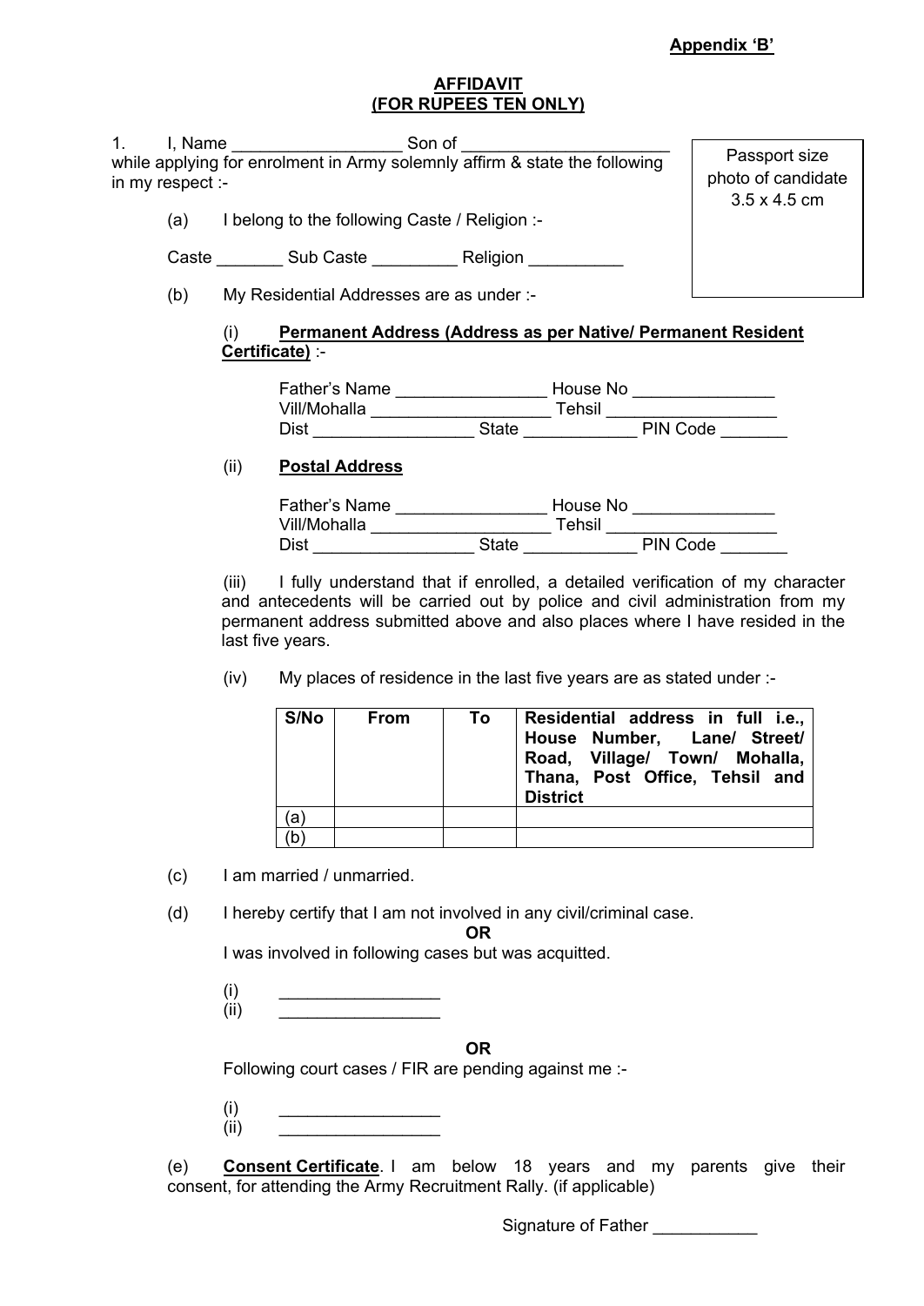**Appendix 'B'**

**AFFIDAVIT**
**(FOR RUPEES TEN ONLY)**

1. I, Name __________________ Son of ______________________ while applying for enrolment in Army solemnly affirm & state the following in my respect :-

| Passport size photo of candidate 3.5 x 4.5 cm |
|---|

(a) I belong to the following Caste / Religion :-

Caste _______ Sub Caste _________ Religion __________

(b) My Residential Addresses are as under :-

(i) **Permanent Address (Address as per Native/ Permanent Resident Certificate)** :-

Father's Name ________________ House No _______________
Vill/Mohalla ___________________ Tehsil __________________
Dist _________________ State ____________ PIN Code _______

(ii) **Postal Address**

Father's Name ________________ House No _______________
Vill/Mohalla ___________________ Tehsil __________________
Dist _________________ State ____________ PIN Code _______

(iii) I fully understand that if enrolled, a detailed verification of my character and antecedents will be carried out by police and civil administration from my permanent address submitted above and also places where I have resided in the last five years.

(iv) My places of residence in the last five years are as stated under :-

| S/No | From | To | Residential address in full i.e., House Number, Lane/ Street/ Road, Village/ Town/ Mohalla, Thana, Post Office, Tehsil and District |
|---|---|---|---|
| (a) | | | |
| (b) | | | |

(c) I am married / unmarried.

(d) I hereby certify that I am not involved in any civil/criminal case.

**OR**

I was involved in following cases but was acquitted.

(i) _________________
(ii) _________________

**OR**

Following court cases / FIR are pending against me :-

(i) _________________
(ii) _________________

(e) **Consent Certificate**. I am below 18 years and my parents give their consent, for attending the Army Recruitment Rally. (if applicable)

Signature of Father ___________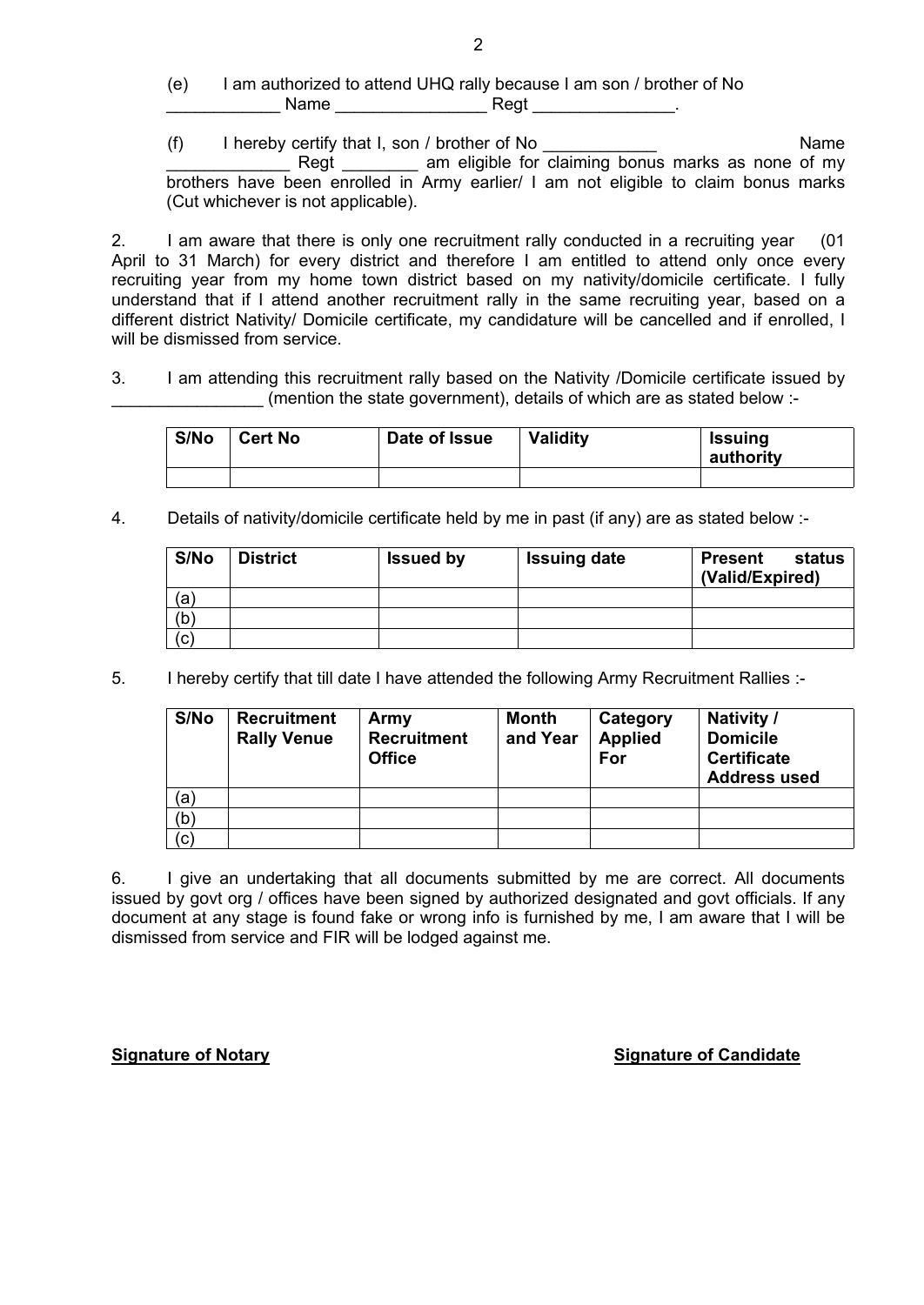(e) I am authorized to attend UHQ rally because I am son / brother of No ____________ Name ________________ Regt _______________.

(f) I hereby certify that I, son / brother of No ____________ Name _____________ Regt ________ am eligible for claiming bonus marks as none of my brothers have been enrolled in Army earlier/ I am not eligible to claim bonus marks (Cut whichever is not applicable).

2. I am aware that there is only one recruitment rally conducted in a recruiting year (01 April to 31 March) for every district and therefore I am entitled to attend only once every recruiting year from my home town district based on my nativity/domicile certificate. I fully understand that if I attend another recruitment rally in the same recruiting year, based on a different district Nativity/ Domicile certificate, my candidature will be cancelled and if enrolled, I will be dismissed from service.

3. I am attending this recruitment rally based on the Nativity /Domicile certificate issued by ________________ (mention the state government), details of which are as stated below :-

| S/No | Cert No | Date of Issue | Validity | Issuing authority |
|---|---|---|---|---|
| | | | | |

4. Details of nativity/domicile certificate held by me in past (if any) are as stated below :-

| S/No | District | Issued by | Issuing date | Present status (Valid/Expired) |
|---|---|---|---|---|
| (a) | | | | |
| (b) | | | | |
| (c) | | | | |

5. I hereby certify that till date I have attended the following Army Recruitment Rallies :-

| S/No | Recruitment Rally Venue | Army Recruitment Office | Month and Year | Category Applied For | Nativity / Domicile Certificate Address used |
|---|---|---|---|---|---|
| (a) | | | | | |
| (b) | | | | | |
| (c) | | | | | |

6. I give an undertaking that all documents submitted by me are correct. All documents issued by govt org / offices have been signed by authorized designated and govt officials. If any document at any stage is found fake or wrong info is furnished by me, I am aware that I will be dismissed from service and FIR will be lodged against me.

**Signature of Notary** **Signature of Candidate**